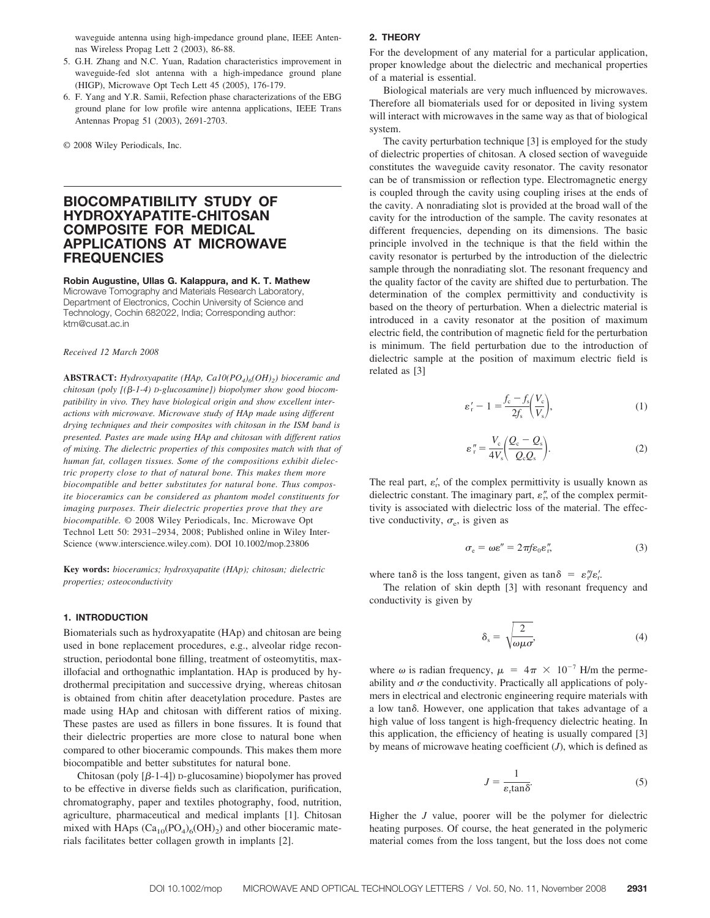waveguide antenna using high-impedance ground plane, IEEE Antennas Wireless Propag Lett 2 (2003), 86-88.

5. G.H. Zhang and N.C. Yuan, Radation characteristics improvement in waveguide-fed slot antenna with a high-impedance ground plane (HIGP), Microwave Opt Tech Lett 45 (2005), 176-179.
6. F. Yang and Y.R. Samii, Refection phase characterizations of the EBG ground plane for low profile wire antenna applications, IEEE Trans Antennas Propag 51 (2003), 2691-2703.

© 2008 Wiley Periodicals, Inc.

# BIOCOMPATIBILITY STUDY OF HYDROXYAPATITE-CHITOSAN COMPOSITE FOR MEDICAL APPLICATIONS AT MICROWAVE FREQUENCIES

**Robin Augustine, Ullas G. Kalappura, and K. T. Mathew**
Microwave Tomography and Materials Research Laboratory, Department of Electronics, Cochin University of Science and Technology, Cochin 682022, India; Corresponding author: ktm@cusat.ac.in

*Received 12 March 2008*

**ABSTRACT:** *Hydroxyapatite (HAp, $Ca10(PO_4)_6(OH)_2$) bioceramic and chitosan (poly [(β-1-4) D-glucosamine]) biopolymer show good biocompatibility in vivo. They have biological origin and show excellent interactions with microwave. Microwave study of HAp made using different drying techniques and their composites with chitosan in the ISM band is presented. Pastes are made using HAp and chitosan with different ratios of mixing. The dielectric properties of this composites match with that of human fat, collagen tissues. Some of the compositions exhibit dielectric property close to that of natural bone. This makes them more biocompatible and better substitutes for natural bone. Thus composite bioceramics can be considered as phantom model constituents for imaging purposes. Their dielectric properties prove that they are biocompatible.* © 2008 Wiley Periodicals, Inc. Microwave Opt Technol Lett 50: 2931–2934, 2008; Published online in Wiley InterScience (www.interscience.wiley.com). DOI 10.1002/mop.23806

**Key words:** *bioceramics; hydroxyapatite (HAp); chitosan; dielectric properties; osteoconductivity*

## 1. INTRODUCTION

Biomaterials such as hydroxyapatite (HAp) and chitosan are being used in bone replacement procedures, e.g., alveolar ridge reconstruction, periodontal bone filling, treatment of osteomytitis, maxillofacial and orthognathic implantation. HAp is produced by hydrothermal precipitation and successive drying, whereas chitosan is obtained from chitin after deacetylation procedure. Pastes are made using HAp and chitosan with different ratios of mixing. These pastes are used as fillers in bone fissures. It is found that their dielectric properties are more close to natural bone when compared to other bioceramic compounds. This makes them more biocompatible and better substitutes for natural bone.

Chitosan (poly [β-1-4]) D-glucosamine) biopolymer has proved to be effective in diverse fields such as clarification, purification, chromatography, paper and textiles photography, food, nutrition, agriculture, pharmaceutical and medical implants [1]. Chitosan mixed with HAps ($Ca_{10}(PO_4)_6(OH)_2$) and other bioceramic materials facilitates better collagen growth in implants [2].

## 2. THEORY

For the development of any material for a particular application, proper knowledge about the dielectric and mechanical properties of a material is essential.

Biological materials are very much influenced by microwaves. Therefore all biomaterials used for or deposited in living system will interact with microwaves in the same way as that of biological system.

The cavity perturbation technique [3] is employed for the study of dielectric properties of chitosan. A closed section of waveguide constitutes the waveguide cavity resonator. The cavity resonator can be of transmission or reflection type. Electromagnetic energy is coupled through the cavity using coupling irises at the ends of the cavity. A nonradiating slot is provided at the broad wall of the cavity for the introduction of the sample. The cavity resonates at different frequencies, depending on its dimensions. The basic principle involved in the technique is that the field within the cavity resonator is perturbed by the introduction of the dielectric sample through the nonradiating slot. The resonant frequency and the quality factor of the cavity are shifted due to perturbation. The determination of the complex permittivity and conductivity is based on the theory of perturbation. When a dielectric material is introduced in a cavity resonator at the position of maximum electric field, the contribution of magnetic field for the perturbation is minimum. The field perturbation due to the introduction of dielectric sample at the position of maximum electric field is related as [3]

$$\varepsilon_r' - 1 = \frac{f_c - f_s}{2f_s}\left(\frac{V_c}{V_s}\right), \tag{1}$$

$$\varepsilon_r'' = \frac{V_c}{4V_s}\left(\frac{Q_c - Q_s}{Q_c Q_s}\right). \tag{2}$$

The real part, $\varepsilon_r'$, of the complex permittivity is usually known as dielectric constant. The imaginary part, $\varepsilon_r''$, of the complex permittivity is associated with dielectric loss of the material. The effective conductivity, $\sigma_e$, is given as

$$\sigma_e = \omega\varepsilon'' = 2\pi f \varepsilon_0 \varepsilon_r'', \tag{3}$$

where $\tan\delta$ is the loss tangent, given as $\tan\delta = \varepsilon_r''/\varepsilon_r'$.

The relation of skin depth [3] with resonant frequency and conductivity is given by

$$\delta_s = \sqrt{\frac{2}{\omega\mu\sigma}}, \tag{4}$$

where $\omega$ is radian frequency, $\mu = 4\pi \times 10^{-7}$ H/m the permeability and $\sigma$ the conductivity. Practically all applications of polymers in electrical and electronic engineering require materials with a low $\tan\delta$. However, one application that takes advantage of a high value of loss tangent is high-frequency dielectric heating. In this application, the efficiency of heating is usually compared [3] by means of microwave heating coefficient ($J$), which is defined as

$$J = \frac{1}{\varepsilon_r \tan\delta}. \tag{5}$$

Higher the $J$ value, poorer will be the polymer for dielectric heating purposes. Of course, the heat generated in the polymeric material comes from the loss tangent, but the loss does not come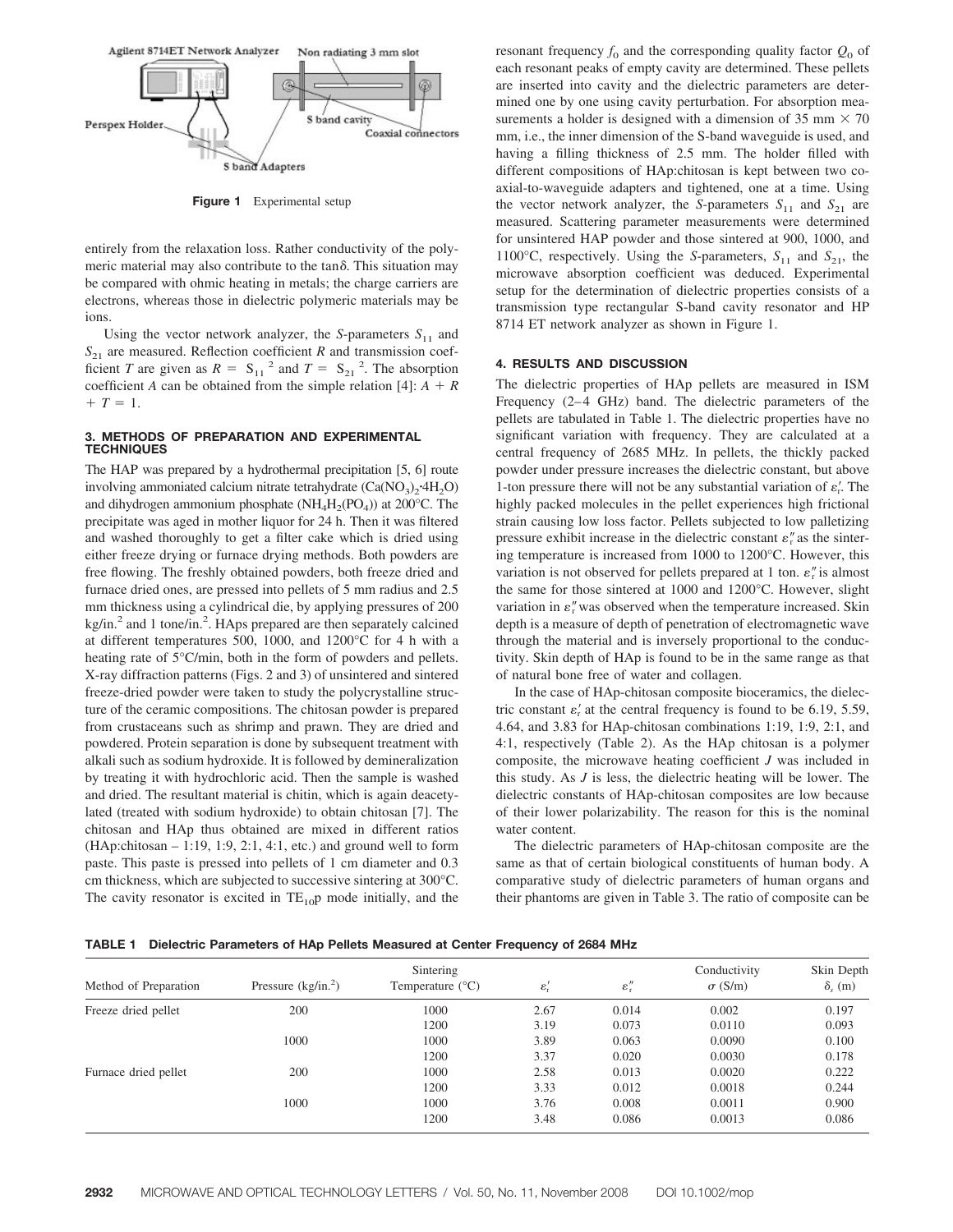Figure 1 Experimental setup

entirely from the relaxation loss. Rather conductivity of the polymeric material may also contribute to the tan$\delta$. This situation may be compared with ohmic heating in metals; the charge carriers are electrons, whereas those in dielectric polymeric materials may be ions.

Using the vector network analyzer, the *S*-parameters $S_{11}$ and $S_{21}$ are measured. Reflection coefficient *R* and transmission coefficient *T* are given as $R = |S_{11}|^2$ and $T = |S_{21}|^2$. The absorption coefficient *A* can be obtained from the simple relation [4]: $A + R + T = 1$.

## 3. METHODS OF PREPARATION AND EXPERIMENTAL TECHNIQUES

The HAP was prepared by a hydrothermal precipitation [5, 6] route involving ammoniated calcium nitrate tetrahydrate ($Ca(NO_3)_2 \cdot 4H_2O$) and dihydrogen ammonium phosphate ($NH_4H_2(PO_4)$) at 200°C. The precipitate was aged in mother liquor for 24 h. Then it was filtered and washed thoroughly to get a filter cake which is dried using either freeze drying or furnace drying methods. Both powders are free flowing. The freshly obtained powders, both freeze dried and furnace dried ones, are pressed into pellets of 5 mm radius and 2.5 mm thickness using a cylindrical die, by applying pressures of 200 kg/in.$^2$ and 1 tone/in.$^2$. HAps prepared are then separately calcined at different temperatures 500, 1000, and 1200°C for 4 h with a heating rate of 5°C/min, both in the form of powders and pellets. X-ray diffraction patterns (Figs. 2 and 3) of unsintered and sintered freeze-dried powder were taken to study the polycrystalline structure of the ceramic compositions. The chitosan powder is prepared from crustaceans such as shrimp and prawn. They are dried and powdered. Protein separation is done by subsequent treatment with alkali such as sodium hydroxide. It is followed by demineralization by treating it with hydrochloric acid. Then the sample is washed and dried. The resultant material is chitin, which is again deacetylated (treated with sodium hydroxide) to obtain chitosan [7]. The chitosan and HAp thus obtained are mixed in different ratios (HAp:chitosan – 1:19, 1:9, 2:1, 4:1, etc.) and ground well to form paste. This paste is pressed into pellets of 1 cm diameter and 0.3 cm thickness, which are subjected to successive sintering at 300°C. The cavity resonator is excited in $TE_{10}p$ mode initially, and the resonant frequency $f_0$ and the corresponding quality factor $Q_0$ of each resonant peaks of empty cavity are determined. These pellets are inserted into cavity and the dielectric parameters are determined one by one using cavity perturbation. For absorption measurements a holder is designed with a dimension of 35 mm × 70 mm, i.e., the inner dimension of the S-band waveguide is used, and having a filling thickness of 2.5 mm. The holder filled with different compositions of HAp:chitosan is kept between two coaxial-to-waveguide adapters and tightened, one at a time. Using the vector network analyzer, the *S*-parameters $S_{11}$ and $S_{21}$ are measured. Scattering parameter measurements were determined for unsintered HAP powder and those sintered at 900, 1000, and 1100°C, respectively. Using the *S*-parameters, $S_{11}$ and $S_{21}$, the microwave absorption coefficient was deduced. Experimental setup for the determination of dielectric properties consists of a transmission type rectangular S-band cavity resonator and HP 8714 ET network analyzer as shown in Figure 1.

## 4. RESULTS AND DISCUSSION

The dielectric properties of HAp pellets are measured in ISM Frequency (2–4 GHz) band. The dielectric parameters of the pellets are tabulated in Table 1. The dielectric properties have no significant variation with frequency. They are calculated at a central frequency of 2685 MHz. In pellets, the thickly packed powder under pressure increases the dielectric constant, but above 1-ton pressure there will not be any substantial variation of $\varepsilon_r'$. The highly packed molecules in the pellet experiences high frictional strain causing low loss factor. Pellets subjected to low palletizing pressure exhibit increase in the dielectric constant $\varepsilon_r''$ as the sintering temperature is increased from 1000 to 1200°C. However, this variation is not observed for pellets prepared at 1 ton. $\varepsilon_r''$ is almost the same for those sintered at 1000 and 1200°C. However, slight variation in $\varepsilon_r''$ was observed when the temperature increased. Skin depth is a measure of depth of penetration of electromagnetic wave through the material and is inversely proportional to the conductivity. Skin depth of HAp is found to be in the same range as that of natural bone free of water and collagen.

In the case of HAp-chitosan composite bioceramics, the dielectric constant $\varepsilon_r'$ at the central frequency is found to be 6.19, 5.59, 4.64, and 3.83 for HAp-chitosan combinations 1:19, 1:9, 2:1, and 4:1, respectively (Table 2). As the HAp chitosan is a polymer composite, the microwave heating coefficient *J* was included in this study. As *J* is less, the dielectric heating will be lower. The dielectric constants of HAp-chitosan composites are low because of their lower polarizability. The reason for this is the nominal water content.

The dielectric parameters of HAp-chitosan composite are the same as that of certain biological constituents of human body. A comparative study of dielectric parameters of human organs and their phantoms are given in Table 3. The ratio of composite can be

**TABLE 1 Dielectric Parameters of HAp Pellets Measured at Center Frequency of 2684 MHz**

| Method of Preparation | Pressure (kg/in.$^2$) | Sintering Temperature (°C) | $\varepsilon_r'$ | $\varepsilon_r''$ | Conductivity $\sigma$ (S/m) | Skin Depth $\delta_s$ (m) |
|---|---|---|---|---|---|---|
| Freeze dried pellet | 200 | 1000 | 2.67 | 0.014 | 0.002 | 0.197 |
| | | 1200 | 3.19 | 0.073 | 0.0110 | 0.093 |
| | 1000 | 1000 | 3.89 | 0.063 | 0.0090 | 0.100 |
| | | 1200 | 3.37 | 0.020 | 0.0030 | 0.178 |
| Furnace dried pellet | 200 | 1000 | 2.58 | 0.013 | 0.0020 | 0.222 |
| | | 1200 | 3.33 | 0.012 | 0.0018 | 0.244 |
| | 1000 | 1000 | 3.76 | 0.008 | 0.0011 | 0.900 |
| | | 1200 | 3.48 | 0.086 | 0.0013 | 0.086 |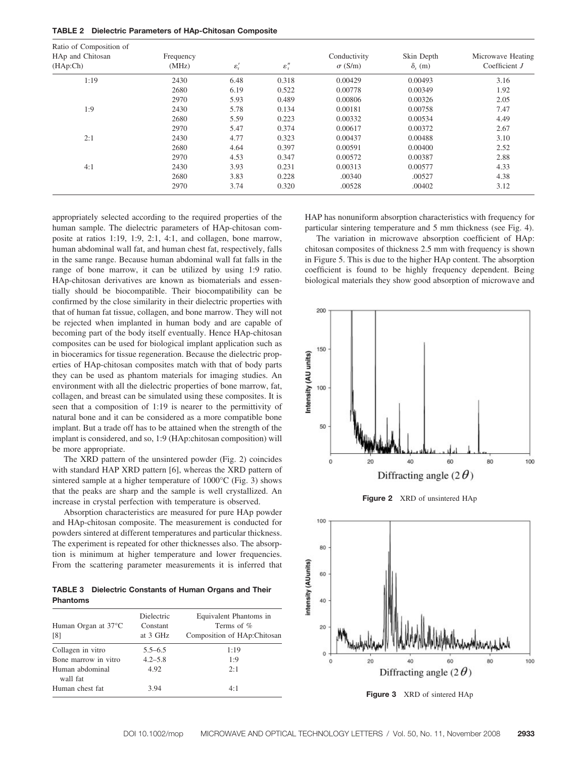**TABLE 2 Dielectric Parameters of HAp-Chitosan Composite**

| Ratio of Composition of HAp and Chitosan (HAp:Ch) | Frequency (MHz) | $\varepsilon_r'$ | $\varepsilon_r''$ | Conductivity $\sigma$ (S/m) | Skin Depth $\delta_s$ (m) | Microwave Heating Coefficient $J$ |
|---|---|---|---|---|---|---|
| 1:19 | 2430 | 6.48 | 0.318 | 0.00429 | 0.00493 | 3.16 |
| | 2680 | 6.19 | 0.522 | 0.00778 | 0.00349 | 1.92 |
| | 2970 | 5.93 | 0.489 | 0.00806 | 0.00326 | 2.05 |
| 1:9 | 2430 | 5.78 | 0.134 | 0.00181 | 0.00758 | 7.47 |
| | 2680 | 5.59 | 0.223 | 0.00332 | 0.00534 | 4.49 |
| | 2970 | 5.47 | 0.374 | 0.00617 | 0.00372 | 2.67 |
| 2:1 | 2430 | 4.77 | 0.323 | 0.00437 | 0.00488 | 3.10 |
| | 2680 | 4.64 | 0.397 | 0.00591 | 0.00400 | 2.52 |
| | 2970 | 4.53 | 0.347 | 0.00572 | 0.00387 | 2.88 |
| 4:1 | 2430 | 3.93 | 0.231 | 0.00313 | 0.00577 | 4.33 |
| | 2680 | 3.83 | 0.228 | .00340 | .00527 | 4.38 |
| | 2970 | 3.74 | 0.320 | .00528 | .00402 | 3.12 |

appropriately selected according to the required properties of the human sample. The dielectric parameters of HAp-chitosan composite at ratios 1:19, 1:9, 2:1, 4:1, and collagen, bone marrow, human abdominal wall fat, and human chest fat, respectively, falls in the same range. Because human abdominal wall fat falls in the range of bone marrow, it can be utilized by using 1:9 ratio. HAp-chitosan derivatives are known as biomaterials and essentially should be biocompatible. Their biocompatibility can be confirmed by the close similarity in their dielectric properties with that of human fat tissue, collagen, and bone marrow. They will not be rejected when implanted in human body and are capable of becoming part of the body itself eventually. Hence HAp-chitosan composites can be used for biological implant application such as in bioceramics for tissue regeneration. Because the dielectric properties of HAp-chitosan composites match with that of body parts they can be used as phantom materials for imaging studies. An environment with all the dielectric properties of bone marrow, fat, collagen, and breast can be simulated using these composites. It is seen that a composition of 1:19 is nearer to the permittivity of natural bone and it can be considered as a more compatible bone implant. But a trade off has to be attained when the strength of the implant is considered, and so, 1:9 (HAp:chitosan composition) will be more appropriate.

The XRD pattern of the unsintered powder (Fig. 2) coincides with standard HAP XRD pattern [6], whereas the XRD pattern of sintered sample at a higher temperature of 1000°C (Fig. 3) shows that the peaks are sharp and the sample is well crystallized. An increase in crystal perfection with temperature is observed.

Absorption characteristics are measured for pure HAp powder and HAp-chitosan composite. The measurement is conducted for powders sintered at different temperatures and particular thickness. The experiment is repeated for other thicknesses also. The absorption is minimum at higher temperature and lower frequencies. From the scattering parameter measurements it is inferred that HAP has nonuniform absorption characteristics with frequency for particular sintering temperature and 5 mm thickness (see Fig. 4).

The variation in microwave absorption coefficient of HAp: chitosan composites of thickness 2.5 mm with frequency is shown in Figure 5. This is due to the higher HAp content. The absorption coefficient is found to be highly frequency dependent. Being biological materials they show good absorption of microwave and

**TABLE 3 Dielectric Constants of Human Organs and Their Phantoms**

| Human Organ at 37°C [8] | Dielectric Constant at 3 GHz | Equivalent Phantoms in Terms of % Composition of HAp:Chitosan |
|---|---|---|
| Collagen in vitro | 5.5–6.5 | 1:19 |
| Bone marrow in vitro | 4.2–5.8 | 1:9 |
| Human abdominal wall fat | 4.92 | 2:1 |
| Human chest fat | 3.94 | 4:1 |

**Figure 2** XRD of unsintered HAp

**Figure 3** XRD of sintered HAp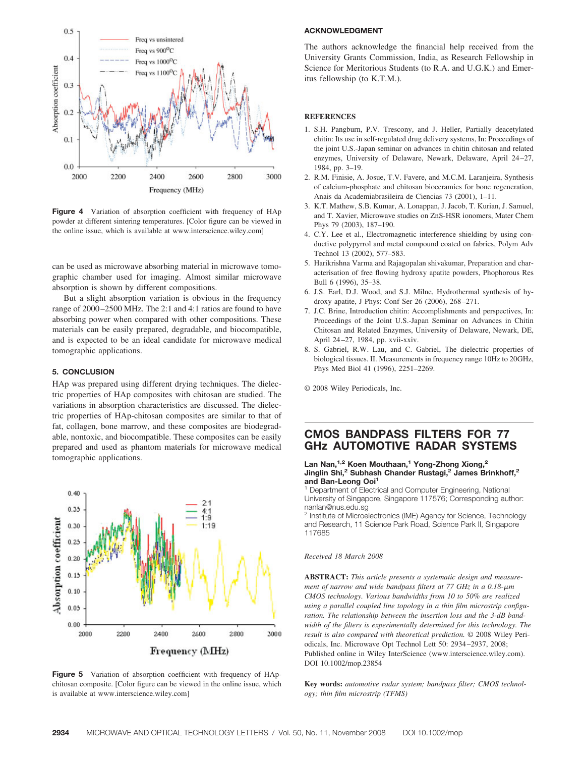0.5

0.4

0.3

0.2

0.1

0.0

Absorption coefficient

Freq vs unsintered

Freq vs 900°C

Freq vs 1000°C

Freq vs 1100°C

2000 2200 2400 2600 2800 3000

Frequency (MHz)

**Figure 4** Variation of absorption coefficient with frequency of HAp powder at different sintering temperatures. [Color figure can be viewed in the online issue, which is available at www.interscience.wiley.com]

can be used as microwave absorbing material in microwave tomographic chamber used for imaging. Almost similar microwave absorption is shown by different compositions.

But a slight absorption variation is obvious in the frequency range of 2000–2500 MHz. The 2:1 and 4:1 ratios are found to have absorbing power when compared with other compositions. These materials can be easily prepared, degradable, and biocompatible, and is expected to be an ideal candidate for microwave medical tomographic applications.

## 5. CONCLUSION

HAp was prepared using different drying techniques. The dielectric properties of HAp composites with chitosan are studied. The variations in absorption characteristics are discussed. The dielectric properties of HAp-chitosan composites are similar to that of fat, collagen, bone marrow, and these composites are biodegradable, nontoxic, and biocompatible. These composites can be easily prepared and used as phantom materials for microwave medical tomographic applications.

0.40

0.35

0.30

0.25

0.20

0.15

0.10

0.05

0.00

Absorption coefficient

2:1

4:1

1:9

1:19

2000 2200 2400 2600 2800 3000

Frequency (MHz)

**Figure 5** Variation of absorption coefficient with frequency of HAp-chitosan composite. [Color figure can be viewed in the online issue, which is available at www.interscience.wiley.com]

## ACKNOWLEDGMENT

The authors acknowledge the financial help received from the University Grants Commission, India, as Research Fellowship in Science for Meritorious Students (to R.A. and U.G.K.) and Emeritus fellowship (to K.T.M.).

## REFERENCES

1. S.H. Pangburn, P.V. Trescony, and J. Heller, Partially deacetylated chitin: Its use in self-regulated drug delivery systems, In: Proceedings of the joint U.S.-Japan seminar on advances in chitin chitosan and related enzymes, University of Delaware, Newark, Delaware, April 24–27, 1984, pp. 3–19.
2. R.M. Finisie, A. Josue, T.V. Favere, and M.C.M. Laranjeira, Synthesis of calcium-phosphate and chitosan bioceramics for bone regeneration, Anais da Academiabrasileira de Ciencias 73 (2001), 1–11.
3. K.T. Mathew, S.B. Kumar, A. Lonappan, J. Jacob, T. Kurian, J. Samuel, and T. Xavier, Microwave studies on ZnS-HSR ionomers, Mater Chem Phys 79 (2003), 187–190.
4. C.Y. Lee et al., Electromagnetic interference shielding by using conductive polypyrrol and metal compound coated on fabrics, Polym Adv Technol 13 (2002), 577–583.
5. Harikrishna Varma and Rajagopalan shivakumar, Preparation and characterisation of free flowing hydroxy apatite powders, Phophorous Res Bull 6 (1996), 35–38.
6. J.S. Earl, D.J. Wood, and S.J. Milne, Hydrothermal synthesis of hydroxy apatite, J Phys: Conf Ser 26 (2006), 268–271.
7. J.C. Brine, Introduction chitin: Accomplishments and perspectives, In: Proceedings of the Joint U.S.-Japan Seminar on Advances in Chitin Chitosan and Related Enzymes, University of Delaware, Newark, DE, April 24–27, 1984, pp. xvii-xxiv.
8. S. Gabriel, R.W. Lau, and C. Gabriel, The dielectric properties of biological tissues. II. Measurements in frequency range 10Hz to 20GHz, Phys Med Biol 41 (1996), 2251–2269.

© 2008 Wiley Periodicals, Inc.

# CMOS BANDPASS FILTERS FOR 77 GHz AUTOMOTIVE RADAR SYSTEMS

**Lan Nan,[1,2] Koen Mouthaan,[1] Yong-Zhong Xiong,[2] Jinglin Shi,[2] Subhash Chander Rustagi,[2] James Brinkhoff,[2] and Ban-Leong Ooi[1]**

[1] Department of Electrical and Computer Engineering, National University of Singapore, Singapore 117576; Corresponding author: nanlan@nus.edu.sg

[2] Institute of Microelectronics (IME) Agency for Science, Technology and Research, 11 Science Park Road, Science Park II, Singapore 117685

*Received 18 March 2008*

**ABSTRACT:** *This article presents a systematic design and measurement of narrow and wide bandpass filters at 77 GHz in a 0.18-μm CMOS technology. Various bandwidths from 10 to 50% are realized using a parallel coupled line topology in a thin film microstrip configuration. The relationship between the insertion loss and the 3-dB bandwidth of the filters is experimentally determined for this technology. The result is also compared with theoretical prediction.* © 2008 Wiley Periodicals, Inc. Microwave Opt Technol Lett 50: 2934–2937, 2008; Published online in Wiley InterScience (www.interscience.wiley.com). DOI 10.1002/mop.23854

**Key words:** *automotive radar system; bandpass filter; CMOS technology; thin film microstrip (TFMS)*